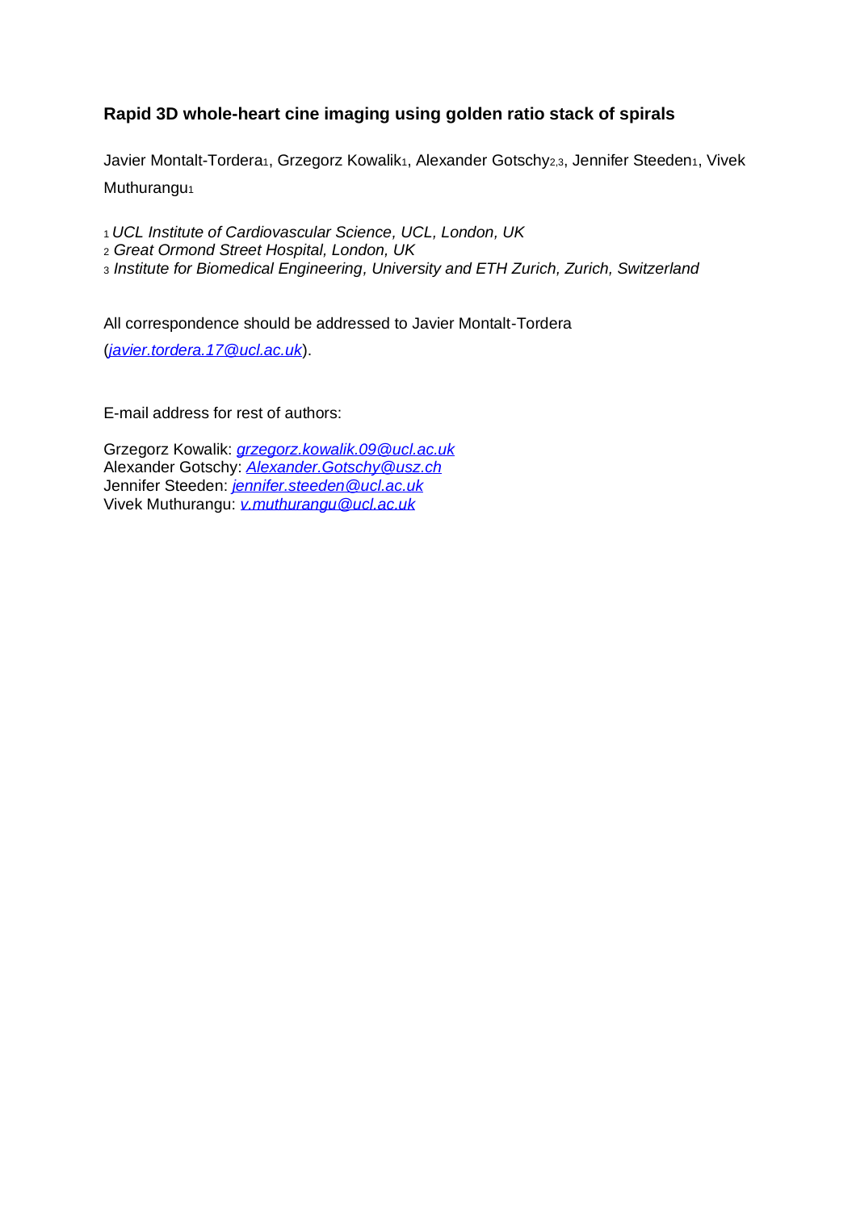### Rapid 3D whole-heart cine imaging using golden ratio stack of spirals

Javier Montalt-Tordera[1], Grzegorz Kowalik[1], Alexander Gotschy[2,3], Jennifer Steeden[1], Vivek Muthurangu[1]

[1] *UCL Institute of Cardiovascular Science, UCL, London, UK*
[2] *Great Ormond Street Hospital, London, UK*
[3] *Institute for Biomedical Engineering, University and ETH Zurich, Zurich, Switzerland*

All correspondence should be addressed to Javier Montalt-Tordera (*javier.tordera.17@ucl.ac.uk*).

E-mail address for rest of authors:

Grzegorz Kowalik: *grzegorz.kowalik.09@ucl.ac.uk*
Alexander Gotschy: *Alexander.Gotschy@usz.ch*
Jennifer Steeden: *jennifer.steeden@ucl.ac.uk*
Vivek Muthurangu: *v.muthurangu@ucl.ac.uk*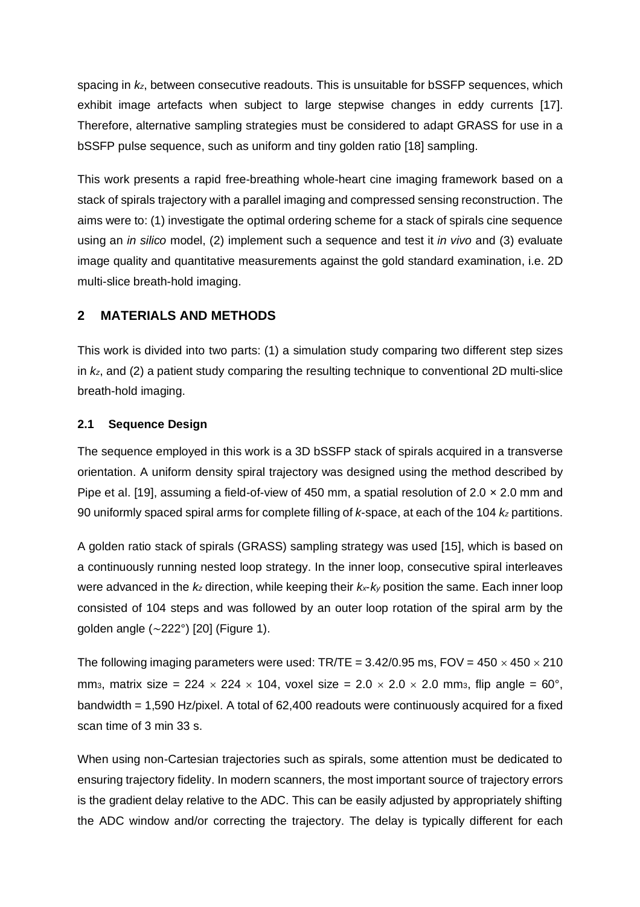spacing in $k_z$, between consecutive readouts. This is unsuitable for bSSFP sequences, which exhibit image artefacts when subject to large stepwise changes in eddy currents [17]. Therefore, alternative sampling strategies must be considered to adapt GRASS for use in a bSSFP pulse sequence, such as uniform and tiny golden ratio [18] sampling.

This work presents a rapid free-breathing whole-heart cine imaging framework based on a stack of spirals trajectory with a parallel imaging and compressed sensing reconstruction. The aims were to: (1) investigate the optimal ordering scheme for a stack of spirals cine sequence using an *in silico* model, (2) implement such a sequence and test it *in vivo* and (3) evaluate image quality and quantitative measurements against the gold standard examination, i.e. 2D multi-slice breath-hold imaging.

## 2 MATERIALS AND METHODS

This work is divided into two parts: (1) a simulation study comparing two different step sizes in $k_z$, and (2) a patient study comparing the resulting technique to conventional 2D multi-slice breath-hold imaging.

### 2.1 Sequence Design

The sequence employed in this work is a 3D bSSFP stack of spirals acquired in a transverse orientation. A uniform density spiral trajectory was designed using the method described by Pipe et al. [19], assuming a field-of-view of 450 mm, a spatial resolution of 2.0 × 2.0 mm and 90 uniformly spaced spiral arms for complete filling of *k*-space, at each of the 104 $k_z$ partitions.

A golden ratio stack of spirals (GRASS) sampling strategy was used [15], which is based on a continuously running nested loop strategy. In the inner loop, consecutive spiral interleaves were advanced in the $k_z$ direction, while keeping their $k_x$-$k_y$ position the same. Each inner loop consisted of 104 steps and was followed by an outer loop rotation of the spiral arm by the golden angle (~222°) [20] (Figure 1).

The following imaging parameters were used: TR/TE = 3.42/0.95 ms, FOV = 450 × 450 × 210 mm$^3$, matrix size = 224 × 224 × 104, voxel size = 2.0 × 2.0 × 2.0 mm$^3$, flip angle = 60°, bandwidth = 1,590 Hz/pixel. A total of 62,400 readouts were continuously acquired for a fixed scan time of 3 min 33 s.

When using non-Cartesian trajectories such as spirals, some attention must be dedicated to ensuring trajectory fidelity. In modern scanners, the most important source of trajectory errors is the gradient delay relative to the ADC. This can be easily adjusted by appropriately shifting the ADC window and/or correcting the trajectory. The delay is typically different for each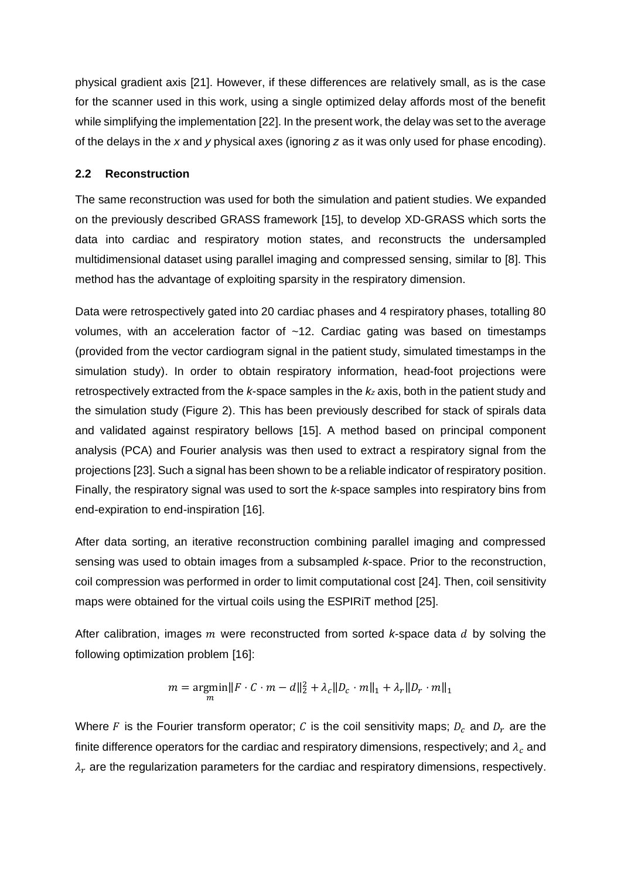physical gradient axis [21]. However, if these differences are relatively small, as is the case for the scanner used in this work, using a single optimized delay affords most of the benefit while simplifying the implementation [22]. In the present work, the delay was set to the average of the delays in the *x* and *y* physical axes (ignoring *z* as it was only used for phase encoding).

### 2.2 Reconstruction

The same reconstruction was used for both the simulation and patient studies. We expanded on the previously described GRASS framework [15], to develop XD-GRASS which sorts the data into cardiac and respiratory motion states, and reconstructs the undersampled multidimensional dataset using parallel imaging and compressed sensing, similar to [8]. This method has the advantage of exploiting sparsity in the respiratory dimension.

Data were retrospectively gated into 20 cardiac phases and 4 respiratory phases, totalling 80 volumes, with an acceleration factor of ~12. Cardiac gating was based on timestamps (provided from the vector cardiogram signal in the patient study, simulated timestamps in the simulation study). In order to obtain respiratory information, head-foot projections were retrospectively extracted from the *k*-space samples in the $k_z$ axis, both in the patient study and the simulation study (Figure 2). This has been previously described for stack of spirals data and validated against respiratory bellows [15]. A method based on principal component analysis (PCA) and Fourier analysis was then used to extract a respiratory signal from the projections [23]. Such a signal has been shown to be a reliable indicator of respiratory position. Finally, the respiratory signal was used to sort the *k*-space samples into respiratory bins from end-expiration to end-inspiration [16].

After data sorting, an iterative reconstruction combining parallel imaging and compressed sensing was used to obtain images from a subsampled *k*-space. Prior to the reconstruction, coil compression was performed in order to limit computational cost [24]. Then, coil sensitivity maps were obtained for the virtual coils using the ESPIRiT method [25].

After calibration, images $m$ were reconstructed from sorted *k*-space data $d$ by solving the following optimization problem [16]:

$$m = \underset{m}{\operatorname{argmin}} \|F \cdot C \cdot m - d\|_2^2 + \lambda_c \|D_c \cdot m\|_1 + \lambda_r \|D_r \cdot m\|_1$$

Where $F$ is the Fourier transform operator; $C$ is the coil sensitivity maps; $D_c$ and $D_r$ are the finite difference operators for the cardiac and respiratory dimensions, respectively; and $\lambda_c$ and $\lambda_r$ are the regularization parameters for the cardiac and respiratory dimensions, respectively.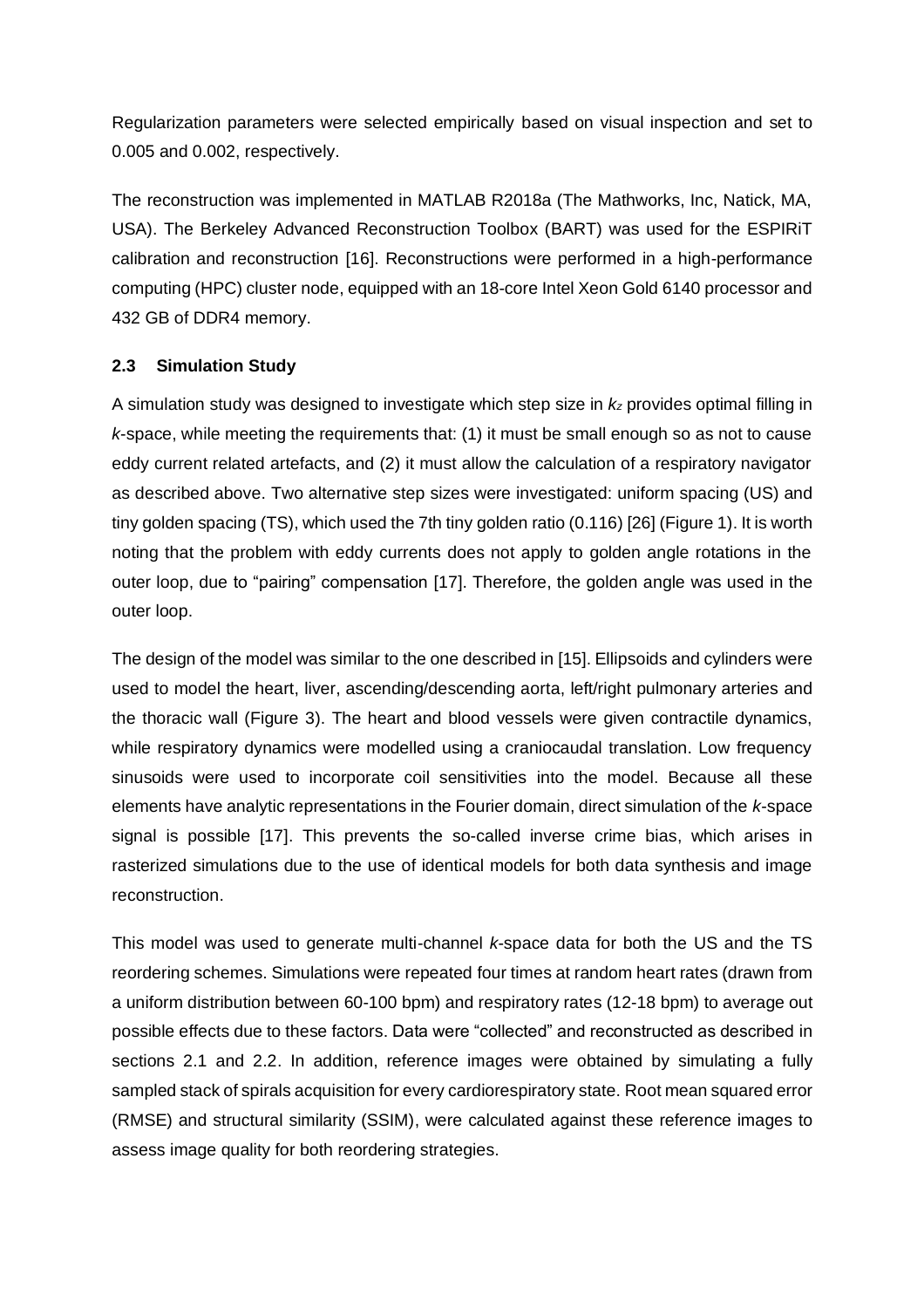Regularization parameters were selected empirically based on visual inspection and set to 0.005 and 0.002, respectively.

The reconstruction was implemented in MATLAB R2018a (The Mathworks, Inc, Natick, MA, USA). The Berkeley Advanced Reconstruction Toolbox (BART) was used for the ESPIRiT calibration and reconstruction [16]. Reconstructions were performed in a high-performance computing (HPC) cluster node, equipped with an 18-core Intel Xeon Gold 6140 processor and 432 GB of DDR4 memory.

### 2.3 Simulation Study

A simulation study was designed to investigate which step size in $k_z$ provides optimal filling in *k*-space, while meeting the requirements that: (1) it must be small enough so as not to cause eddy current related artefacts, and (2) it must allow the calculation of a respiratory navigator as described above. Two alternative step sizes were investigated: uniform spacing (US) and tiny golden spacing (TS), which used the 7th tiny golden ratio (0.116) [26] (Figure 1). It is worth noting that the problem with eddy currents does not apply to golden angle rotations in the outer loop, due to "pairing" compensation [17]. Therefore, the golden angle was used in the outer loop.

The design of the model was similar to the one described in [15]. Ellipsoids and cylinders were used to model the heart, liver, ascending/descending aorta, left/right pulmonary arteries and the thoracic wall (Figure 3). The heart and blood vessels were given contractile dynamics, while respiratory dynamics were modelled using a craniocaudal translation. Low frequency sinusoids were used to incorporate coil sensitivities into the model. Because all these elements have analytic representations in the Fourier domain, direct simulation of the *k*-space signal is possible [17]. This prevents the so-called inverse crime bias, which arises in rasterized simulations due to the use of identical models for both data synthesis and image reconstruction.

This model was used to generate multi-channel *k*-space data for both the US and the TS reordering schemes. Simulations were repeated four times at random heart rates (drawn from a uniform distribution between 60-100 bpm) and respiratory rates (12-18 bpm) to average out possible effects due to these factors. Data were "collected" and reconstructed as described in sections 2.1 and 2.2. In addition, reference images were obtained by simulating a fully sampled stack of spirals acquisition for every cardiorespiratory state. Root mean squared error (RMSE) and structural similarity (SSIM), were calculated against these reference images to assess image quality for both reordering strategies.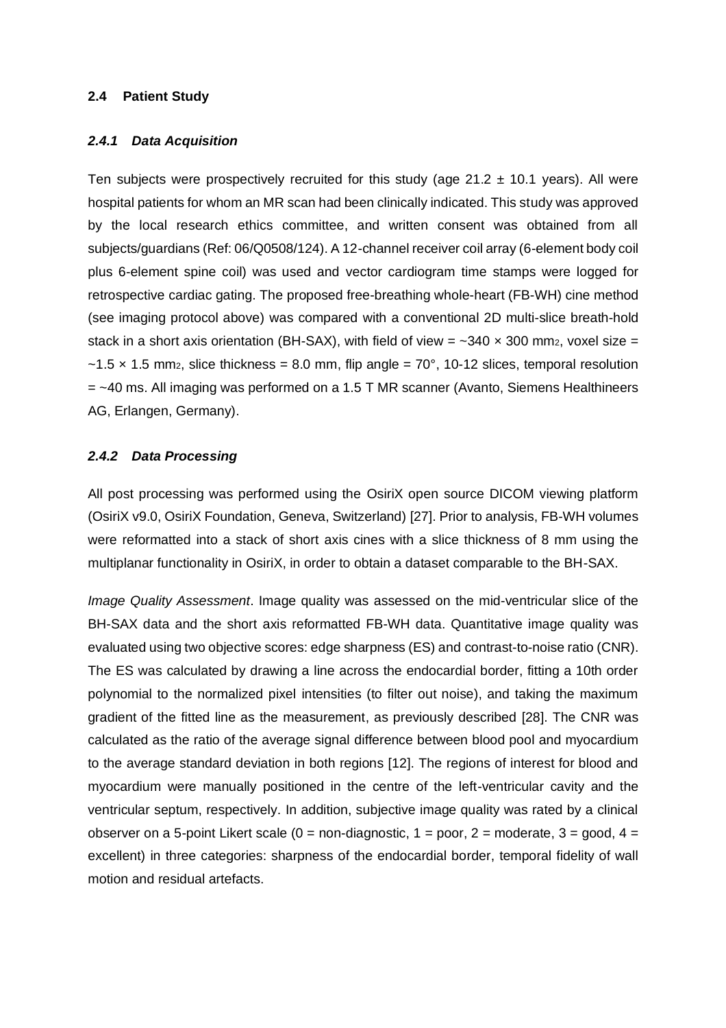## 2.4 Patient Study

### *2.4.1 Data Acquisition*

Ten subjects were prospectively recruited for this study (age 21.2 ± 10.1 years). All were hospital patients for whom an MR scan had been clinically indicated. This study was approved by the local research ethics committee, and written consent was obtained from all subjects/guardians (Ref: 06/Q0508/124). A 12-channel receiver coil array (6-element body coil plus 6-element spine coil) was used and vector cardiogram time stamps were logged for retrospective cardiac gating. The proposed free-breathing whole-heart (FB-WH) cine method (see imaging protocol above) was compared with a conventional 2D multi-slice breath-hold stack in a short axis orientation (BH-SAX), with field of view = ~340 × 300 $mm^2$, voxel size = ~1.5 × 1.5 $mm^2$, slice thickness = 8.0 mm, flip angle = 70°, 10-12 slices, temporal resolution = ~40 ms. All imaging was performed on a 1.5 T MR scanner (Avanto, Siemens Healthineers AG, Erlangen, Germany).

### *2.4.2 Data Processing*

All post processing was performed using the OsiriX open source DICOM viewing platform (OsiriX v9.0, OsiriX Foundation, Geneva, Switzerland) [27]. Prior to analysis, FB-WH volumes were reformatted into a stack of short axis cines with a slice thickness of 8 mm using the multiplanar functionality in OsiriX, in order to obtain a dataset comparable to the BH-SAX.

*Image Quality Assessment*. Image quality was assessed on the mid-ventricular slice of the BH-SAX data and the short axis reformatted FB-WH data. Quantitative image quality was evaluated using two objective scores: edge sharpness (ES) and contrast-to-noise ratio (CNR). The ES was calculated by drawing a line across the endocardial border, fitting a 10th order polynomial to the normalized pixel intensities (to filter out noise), and taking the maximum gradient of the fitted line as the measurement, as previously described [28]. The CNR was calculated as the ratio of the average signal difference between blood pool and myocardium to the average standard deviation in both regions [12]. The regions of interest for blood and myocardium were manually positioned in the centre of the left-ventricular cavity and the ventricular septum, respectively. In addition, subjective image quality was rated by a clinical observer on a 5-point Likert scale (0 = non-diagnostic, 1 = poor, 2 = moderate, 3 = good, 4 = excellent) in three categories: sharpness of the endocardial border, temporal fidelity of wall motion and residual artefacts.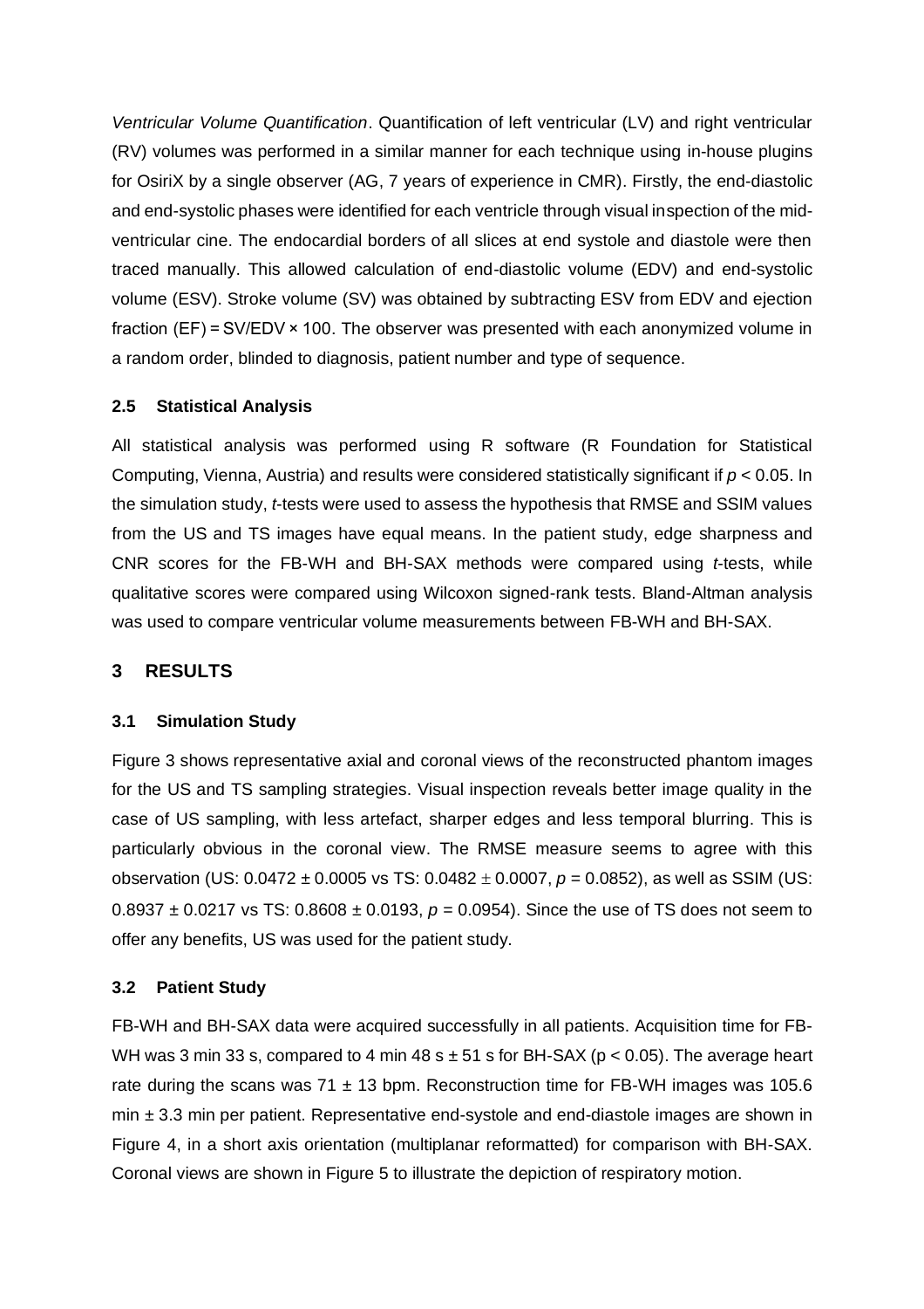*Ventricular Volume Quantification*. Quantification of left ventricular (LV) and right ventricular (RV) volumes was performed in a similar manner for each technique using in-house plugins for OsiriX by a single observer (AG, 7 years of experience in CMR). Firstly, the end-diastolic and end-systolic phases were identified for each ventricle through visual inspection of the mid-ventricular cine. The endocardial borders of all slices at end systole and diastole were then traced manually. This allowed calculation of end-diastolic volume (EDV) and end-systolic volume (ESV). Stroke volume (SV) was obtained by subtracting ESV from EDV and ejection fraction (EF) = SV/EDV × 100. The observer was presented with each anonymized volume in a random order, blinded to diagnosis, patient number and type of sequence.

### 2.5 Statistical Analysis

All statistical analysis was performed using R software (R Foundation for Statistical Computing, Vienna, Austria) and results were considered statistically significant if $p < 0.05$. In the simulation study, *t*-tests were used to assess the hypothesis that RMSE and SSIM values from the US and TS images have equal means. In the patient study, edge sharpness and CNR scores for the FB-WH and BH-SAX methods were compared using *t*-tests, while qualitative scores were compared using Wilcoxon signed-rank tests. Bland-Altman analysis was used to compare ventricular volume measurements between FB-WH and BH-SAX.

## 3 RESULTS

### 3.1 Simulation Study

Figure 3 shows representative axial and coronal views of the reconstructed phantom images for the US and TS sampling strategies. Visual inspection reveals better image quality in the case of US sampling, with less artefact, sharper edges and less temporal blurring. This is particularly obvious in the coronal view. The RMSE measure seems to agree with this observation (US: $0.0472 \pm 0.0005$ vs TS: $0.0482 \pm 0.0007$, $p = 0.0852$), as well as SSIM (US: $0.8937 \pm 0.0217$ vs TS: $0.8608 \pm 0.0193$, $p = 0.0954$). Since the use of TS does not seem to offer any benefits, US was used for the patient study.

### 3.2 Patient Study

FB-WH and BH-SAX data were acquired successfully in all patients. Acquisition time for FB-WH was 3 min 33 s, compared to 4 min 48 s ± 51 s for BH-SAX ($p < 0.05$). The average heart rate during the scans was 71 ± 13 bpm. Reconstruction time for FB-WH images was 105.6 min ± 3.3 min per patient. Representative end-systole and end-diastole images are shown in Figure 4, in a short axis orientation (multiplanar reformatted) for comparison with BH-SAX. Coronal views are shown in Figure 5 to illustrate the depiction of respiratory motion.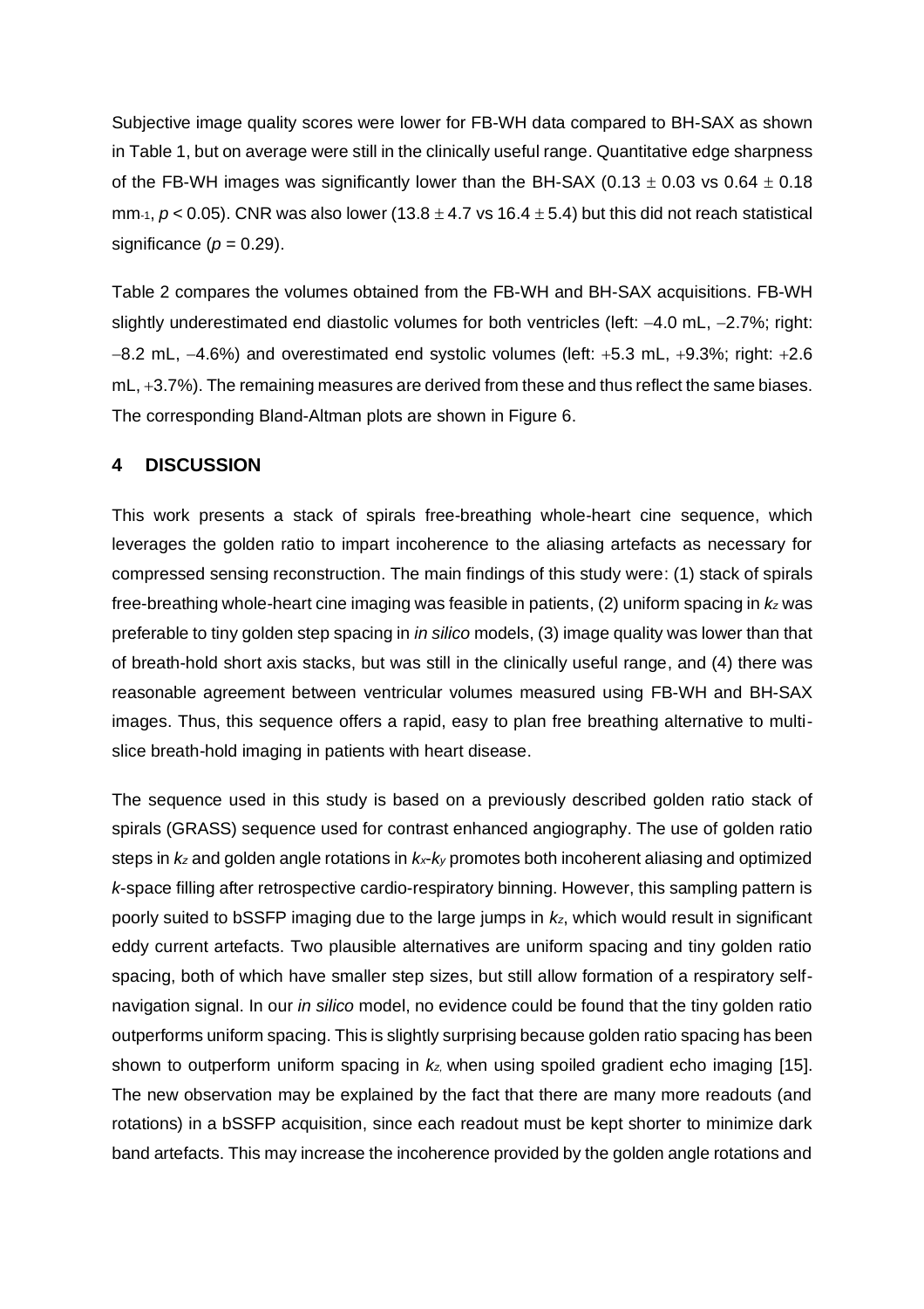Subjective image quality scores were lower for FB-WH data compared to BH-SAX as shown in Table 1, but on average were still in the clinically useful range. Quantitative edge sharpness of the FB-WH images was significantly lower than the BH-SAX ($0.13 \pm 0.03$ vs $0.64 \pm 0.18$ $mm^{-1}$, $p < 0.05$). CNR was also lower ($13.8 \pm 4.7$ vs $16.4 \pm 5.4$) but this did not reach statistical significance ($p = 0.29$).

Table 2 compares the volumes obtained from the FB-WH and BH-SAX acquisitions. FB-WH slightly underestimated end diastolic volumes for both ventricles (left: −4.0 mL, −2.7%; right: −8.2 mL, −4.6%) and overestimated end systolic volumes (left: +5.3 mL, +9.3%; right: +2.6 mL, +3.7%). The remaining measures are derived from these and thus reflect the same biases. The corresponding Bland-Altman plots are shown in Figure 6.

## 4 DISCUSSION

This work presents a stack of spirals free-breathing whole-heart cine sequence, which leverages the golden ratio to impart incoherence to the aliasing artefacts as necessary for compressed sensing reconstruction. The main findings of this study were: (1) stack of spirals free-breathing whole-heart cine imaging was feasible in patients, (2) uniform spacing in $k_z$ was preferable to tiny golden step spacing in *in silico* models, (3) image quality was lower than that of breath-hold short axis stacks, but was still in the clinically useful range, and (4) there was reasonable agreement between ventricular volumes measured using FB-WH and BH-SAX images. Thus, this sequence offers a rapid, easy to plan free breathing alternative to multi-slice breath-hold imaging in patients with heart disease.

The sequence used in this study is based on a previously described golden ratio stack of spirals (GRASS) sequence used for contrast enhanced angiography. The use of golden ratio steps in $k_z$ and golden angle rotations in $k_x$-$k_y$ promotes both incoherent aliasing and optimized *k*-space filling after retrospective cardio-respiratory binning. However, this sampling pattern is poorly suited to bSSFP imaging due to the large jumps in $k_z$, which would result in significant eddy current artefacts. Two plausible alternatives are uniform spacing and tiny golden ratio spacing, both of which have smaller step sizes, but still allow formation of a respiratory self-navigation signal. In our *in silico* model, no evidence could be found that the tiny golden ratio outperforms uniform spacing. This is slightly surprising because golden ratio spacing has been shown to outperform uniform spacing in $k_z$, when using spoiled gradient echo imaging [15]. The new observation may be explained by the fact that there are many more readouts (and rotations) in a bSSFP acquisition, since each readout must be kept shorter to minimize dark band artefacts. This may increase the incoherence provided by the golden angle rotations and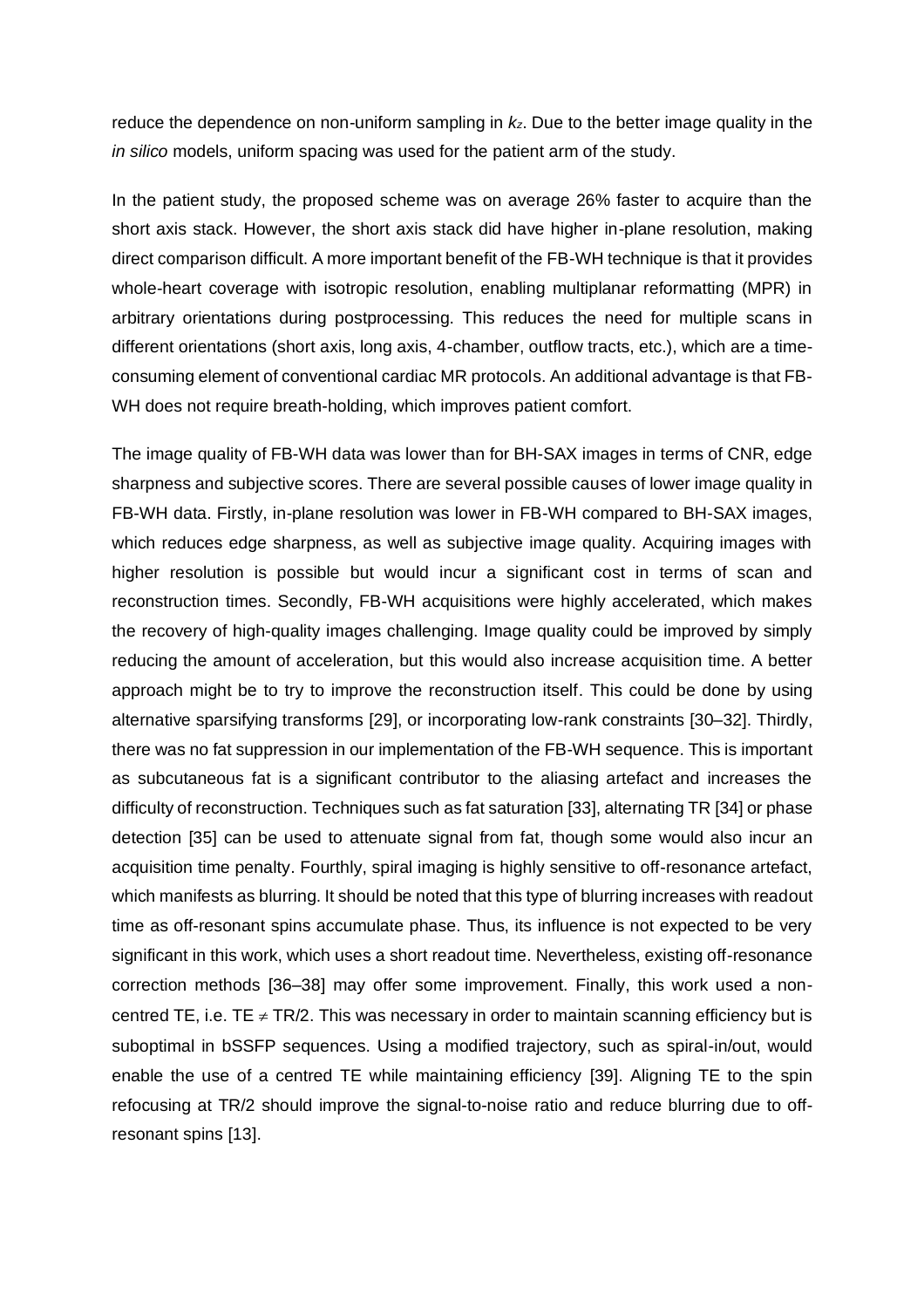reduce the dependence on non-uniform sampling in $k_z$. Due to the better image quality in the *in silico* models, uniform spacing was used for the patient arm of the study.

In the patient study, the proposed scheme was on average 26% faster to acquire than the short axis stack. However, the short axis stack did have higher in-plane resolution, making direct comparison difficult. A more important benefit of the FB-WH technique is that it provides whole-heart coverage with isotropic resolution, enabling multiplanar reformatting (MPR) in arbitrary orientations during postprocessing. This reduces the need for multiple scans in different orientations (short axis, long axis, 4-chamber, outflow tracts, etc.), which are a time-consuming element of conventional cardiac MR protocols. An additional advantage is that FB-WH does not require breath-holding, which improves patient comfort.

The image quality of FB-WH data was lower than for BH-SAX images in terms of CNR, edge sharpness and subjective scores. There are several possible causes of lower image quality in FB-WH data. Firstly, in-plane resolution was lower in FB-WH compared to BH-SAX images, which reduces edge sharpness, as well as subjective image quality. Acquiring images with higher resolution is possible but would incur a significant cost in terms of scan and reconstruction times. Secondly, FB-WH acquisitions were highly accelerated, which makes the recovery of high-quality images challenging. Image quality could be improved by simply reducing the amount of acceleration, but this would also increase acquisition time. A better approach might be to try to improve the reconstruction itself. This could be done by using alternative sparsifying transforms [29], or incorporating low-rank constraints [30–32]. Thirdly, there was no fat suppression in our implementation of the FB-WH sequence. This is important as subcutaneous fat is a significant contributor to the aliasing artefact and increases the difficulty of reconstruction. Techniques such as fat saturation [33], alternating TR [34] or phase detection [35] can be used to attenuate signal from fat, though some would also incur an acquisition time penalty. Fourthly, spiral imaging is highly sensitive to off-resonance artefact, which manifests as blurring. It should be noted that this type of blurring increases with readout time as off-resonant spins accumulate phase. Thus, its influence is not expected to be very significant in this work, which uses a short readout time. Nevertheless, existing off-resonance correction methods [36–38] may offer some improvement. Finally, this work used a non-centred TE, i.e. $TE \neq TR/2$. This was necessary in order to maintain scanning efficiency but is suboptimal in bSSFP sequences. Using a modified trajectory, such as spiral-in/out, would enable the use of a centred TE while maintaining efficiency [39]. Aligning TE to the spin refocusing at TR/2 should improve the signal-to-noise ratio and reduce blurring due to off-resonant spins [13].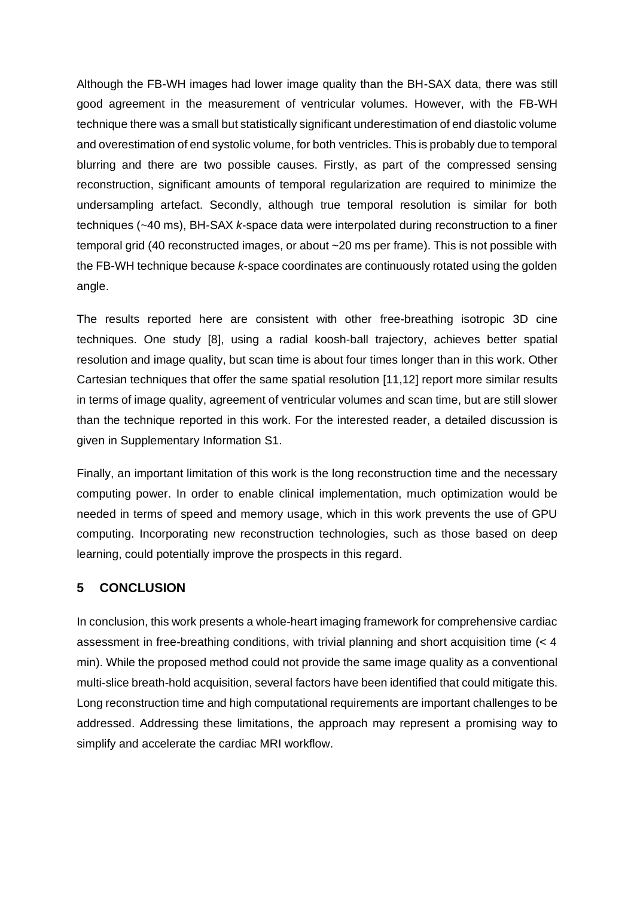Although the FB-WH images had lower image quality than the BH-SAX data, there was still good agreement in the measurement of ventricular volumes. However, with the FB-WH technique there was a small but statistically significant underestimation of end diastolic volume and overestimation of end systolic volume, for both ventricles. This is probably due to temporal blurring and there are two possible causes. Firstly, as part of the compressed sensing reconstruction, significant amounts of temporal regularization are required to minimize the undersampling artefact. Secondly, although true temporal resolution is similar for both techniques (~40 ms), BH-SAX *k*-space data were interpolated during reconstruction to a finer temporal grid (40 reconstructed images, or about ~20 ms per frame). This is not possible with the FB-WH technique because *k*-space coordinates are continuously rotated using the golden angle.

The results reported here are consistent with other free-breathing isotropic 3D cine techniques. One study [8], using a radial koosh-ball trajectory, achieves better spatial resolution and image quality, but scan time is about four times longer than in this work. Other Cartesian techniques that offer the same spatial resolution [11,12] report more similar results in terms of image quality, agreement of ventricular volumes and scan time, but are still slower than the technique reported in this work. For the interested reader, a detailed discussion is given in Supplementary Information S1.

Finally, an important limitation of this work is the long reconstruction time and the necessary computing power. In order to enable clinical implementation, much optimization would be needed in terms of speed and memory usage, which in this work prevents the use of GPU computing. Incorporating new reconstruction technologies, such as those based on deep learning, could potentially improve the prospects in this regard.

## 5 CONCLUSION

In conclusion, this work presents a whole-heart imaging framework for comprehensive cardiac assessment in free-breathing conditions, with trivial planning and short acquisition time (< 4 min). While the proposed method could not provide the same image quality as a conventional multi-slice breath-hold acquisition, several factors have been identified that could mitigate this. Long reconstruction time and high computational requirements are important challenges to be addressed. Addressing these limitations, the approach may represent a promising way to simplify and accelerate the cardiac MRI workflow.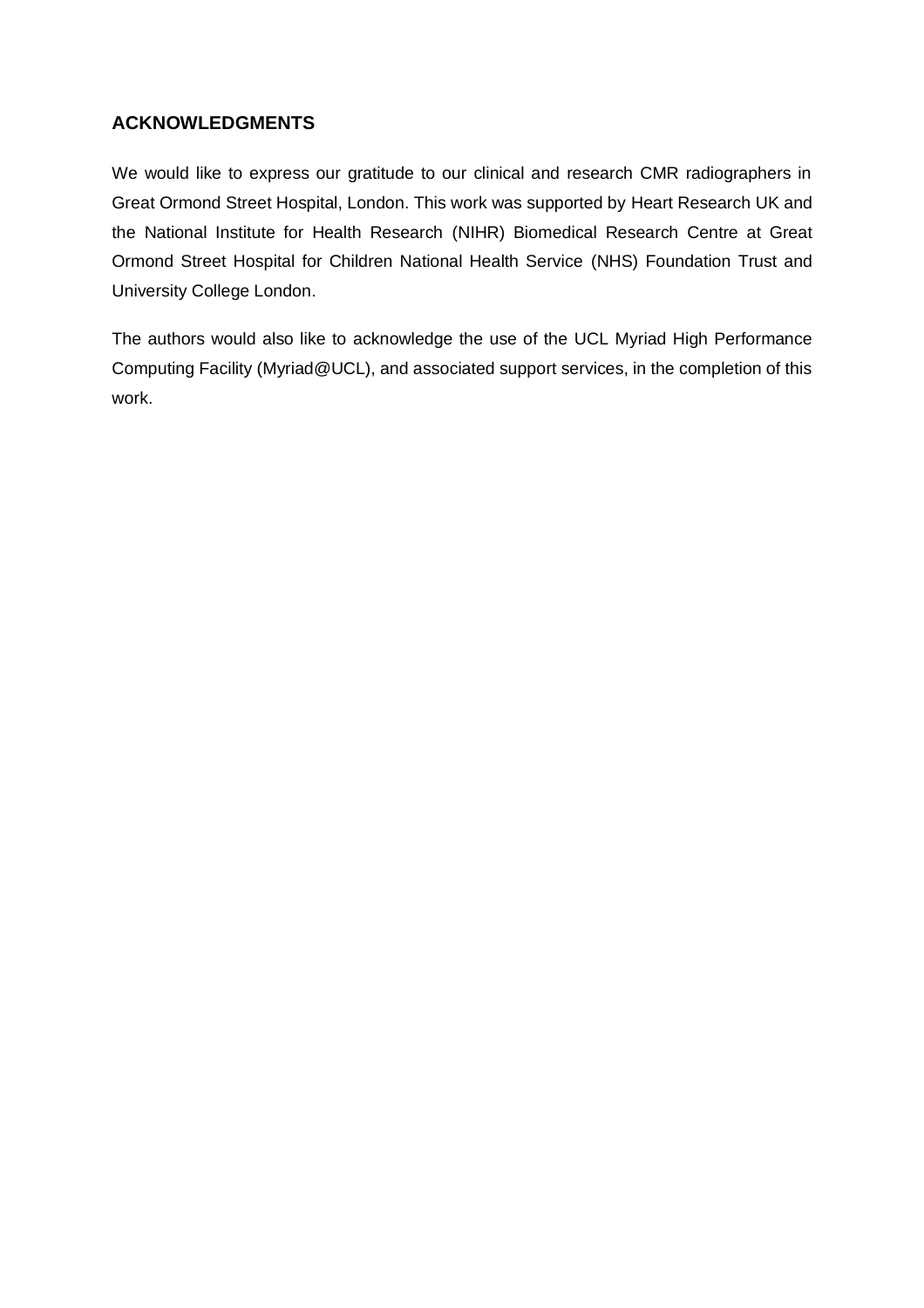## ACKNOWLEDGMENTS

We would like to express our gratitude to our clinical and research CMR radiographers in Great Ormond Street Hospital, London. This work was supported by Heart Research UK and the National Institute for Health Research (NIHR) Biomedical Research Centre at Great Ormond Street Hospital for Children National Health Service (NHS) Foundation Trust and University College London.

The authors would also like to acknowledge the use of the UCL Myriad High Performance Computing Facility (Myriad@UCL), and associated support services, in the completion of this work.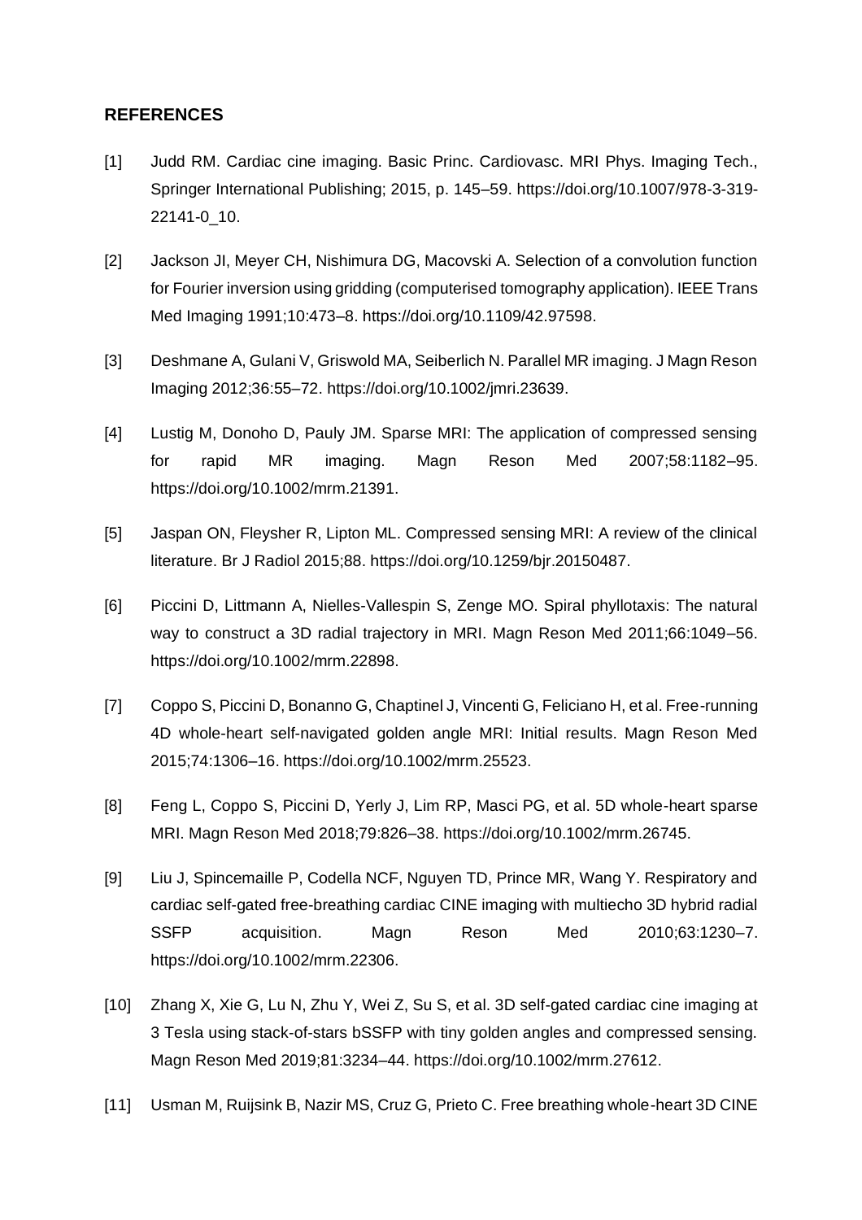## REFERENCES

[1] Judd RM. Cardiac cine imaging. Basic Princ. Cardiovasc. MRI Phys. Imaging Tech., Springer International Publishing; 2015, p. 145–59. https://doi.org/10.1007/978-3-319-22141-0_10.

[2] Jackson JI, Meyer CH, Nishimura DG, Macovski A. Selection of a convolution function for Fourier inversion using gridding (computerised tomography application). IEEE Trans Med Imaging 1991;10:473–8. https://doi.org/10.1109/42.97598.

[3] Deshmane A, Gulani V, Griswold MA, Seiberlich N. Parallel MR imaging. J Magn Reson Imaging 2012;36:55–72. https://doi.org/10.1002/jmri.23639.

[4] Lustig M, Donoho D, Pauly JM. Sparse MRI: The application of compressed sensing for rapid MR imaging. Magn Reson Med 2007;58:1182–95. https://doi.org/10.1002/mrm.21391.

[5] Jaspan ON, Fleysher R, Lipton ML. Compressed sensing MRI: A review of the clinical literature. Br J Radiol 2015;88. https://doi.org/10.1259/bjr.20150487.

[6] Piccini D, Littmann A, Nielles-Vallespin S, Zenge MO. Spiral phyllotaxis: The natural way to construct a 3D radial trajectory in MRI. Magn Reson Med 2011;66:1049–56. https://doi.org/10.1002/mrm.22898.

[7] Coppo S, Piccini D, Bonanno G, Chaptinel J, Vincenti G, Feliciano H, et al. Free-running 4D whole-heart self-navigated golden angle MRI: Initial results. Magn Reson Med 2015;74:1306–16. https://doi.org/10.1002/mrm.25523.

[8] Feng L, Coppo S, Piccini D, Yerly J, Lim RP, Masci PG, et al. 5D whole-heart sparse MRI. Magn Reson Med 2018;79:826–38. https://doi.org/10.1002/mrm.26745.

[9] Liu J, Spincemaille P, Codella NCF, Nguyen TD, Prince MR, Wang Y. Respiratory and cardiac self-gated free-breathing cardiac CINE imaging with multiecho 3D hybrid radial SSFP acquisition. Magn Reson Med 2010;63:1230–7. https://doi.org/10.1002/mrm.22306.

[10] Zhang X, Xie G, Lu N, Zhu Y, Wei Z, Su S, et al. 3D self-gated cardiac cine imaging at 3 Tesla using stack-of-stars bSSFP with tiny golden angles and compressed sensing. Magn Reson Med 2019;81:3234–44. https://doi.org/10.1002/mrm.27612.

[11] Usman M, Ruijsink B, Nazir MS, Cruz G, Prieto C. Free breathing whole-heart 3D CINE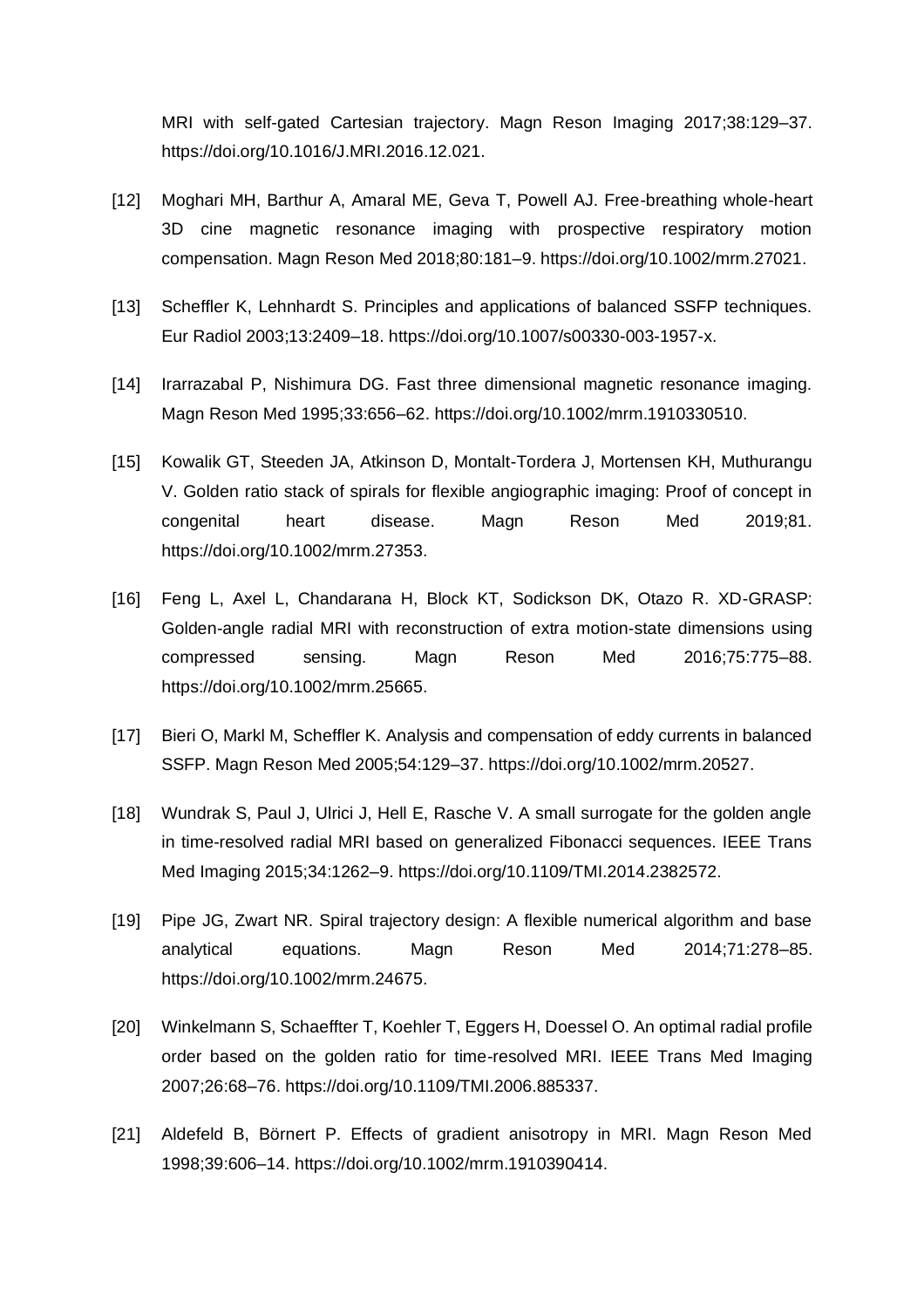MRI with self-gated Cartesian trajectory. Magn Reson Imaging 2017;38:129–37. https://doi.org/10.1016/J.MRI.2016.12.021.

[12] Moghari MH, Barthur A, Amaral ME, Geva T, Powell AJ. Free-breathing whole-heart 3D cine magnetic resonance imaging with prospective respiratory motion compensation. Magn Reson Med 2018;80:181–9. https://doi.org/10.1002/mrm.27021.

[13] Scheffler K, Lehnhardt S. Principles and applications of balanced SSFP techniques. Eur Radiol 2003;13:2409–18. https://doi.org/10.1007/s00330-003-1957-x.

[14] Irarrazabal P, Nishimura DG. Fast three dimensional magnetic resonance imaging. Magn Reson Med 1995;33:656–62. https://doi.org/10.1002/mrm.1910330510.

[15] Kowalik GT, Steeden JA, Atkinson D, Montalt-Tordera J, Mortensen KH, Muthurangu V. Golden ratio stack of spirals for flexible angiographic imaging: Proof of concept in congenital heart disease. Magn Reson Med 2019;81. https://doi.org/10.1002/mrm.27353.

[16] Feng L, Axel L, Chandarana H, Block KT, Sodickson DK, Otazo R. XD-GRASP: Golden-angle radial MRI with reconstruction of extra motion-state dimensions using compressed sensing. Magn Reson Med 2016;75:775–88. https://doi.org/10.1002/mrm.25665.

[17] Bieri O, Markl M, Scheffler K. Analysis and compensation of eddy currents in balanced SSFP. Magn Reson Med 2005;54:129–37. https://doi.org/10.1002/mrm.20527.

[18] Wundrak S, Paul J, Ulrici J, Hell E, Rasche V. A small surrogate for the golden angle in time-resolved radial MRI based on generalized Fibonacci sequences. IEEE Trans Med Imaging 2015;34:1262–9. https://doi.org/10.1109/TMI.2014.2382572.

[19] Pipe JG, Zwart NR. Spiral trajectory design: A flexible numerical algorithm and base analytical equations. Magn Reson Med 2014;71:278–85. https://doi.org/10.1002/mrm.24675.

[20] Winkelmann S, Schaeffter T, Koehler T, Eggers H, Doessel O. An optimal radial profile order based on the golden ratio for time-resolved MRI. IEEE Trans Med Imaging 2007;26:68–76. https://doi.org/10.1109/TMI.2006.885337.

[21] Aldefeld B, Börnert P. Effects of gradient anisotropy in MRI. Magn Reson Med 1998;39:606–14. https://doi.org/10.1002/mrm.1910390414.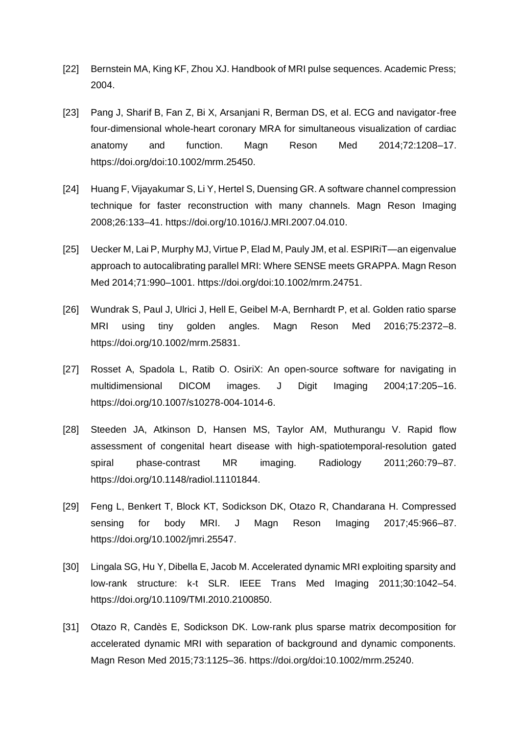[22] Bernstein MA, King KF, Zhou XJ. Handbook of MRI pulse sequences. Academic Press; 2004.

[23] Pang J, Sharif B, Fan Z, Bi X, Arsanjani R, Berman DS, et al. ECG and navigator-free four-dimensional whole-heart coronary MRA for simultaneous visualization of cardiac anatomy and function. Magn Reson Med 2014;72:1208–17. https://doi.org/doi:10.1002/mrm.25450.

[24] Huang F, Vijayakumar S, Li Y, Hertel S, Duensing GR. A software channel compression technique for faster reconstruction with many channels. Magn Reson Imaging 2008;26:133–41. https://doi.org/10.1016/J.MRI.2007.04.010.

[25] Uecker M, Lai P, Murphy MJ, Virtue P, Elad M, Pauly JM, et al. ESPIRiT—an eigenvalue approach to autocalibrating parallel MRI: Where SENSE meets GRAPPA. Magn Reson Med 2014;71:990–1001. https://doi.org/doi:10.1002/mrm.24751.

[26] Wundrak S, Paul J, Ulrici J, Hell E, Geibel M-A, Bernhardt P, et al. Golden ratio sparse MRI using tiny golden angles. Magn Reson Med 2016;75:2372–8. https://doi.org/10.1002/mrm.25831.

[27] Rosset A, Spadola L, Ratib O. OsiriX: An open-source software for navigating in multidimensional DICOM images. J Digit Imaging 2004;17:205–16. https://doi.org/10.1007/s10278-004-1014-6.

[28] Steeden JA, Atkinson D, Hansen MS, Taylor AM, Muthurangu V. Rapid flow assessment of congenital heart disease with high-spatiotemporal-resolution gated spiral phase-contrast MR imaging. Radiology 2011;260:79–87. https://doi.org/10.1148/radiol.11101844.

[29] Feng L, Benkert T, Block KT, Sodickson DK, Otazo R, Chandarana H. Compressed sensing for body MRI. J Magn Reson Imaging 2017;45:966–87. https://doi.org/10.1002/jmri.25547.

[30] Lingala SG, Hu Y, Dibella E, Jacob M. Accelerated dynamic MRI exploiting sparsity and low-rank structure: k-t SLR. IEEE Trans Med Imaging 2011;30:1042–54. https://doi.org/10.1109/TMI.2010.2100850.

[31] Otazo R, Candès E, Sodickson DK. Low-rank plus sparse matrix decomposition for accelerated dynamic MRI with separation of background and dynamic components. Magn Reson Med 2015;73:1125–36. https://doi.org/doi:10.1002/mrm.25240.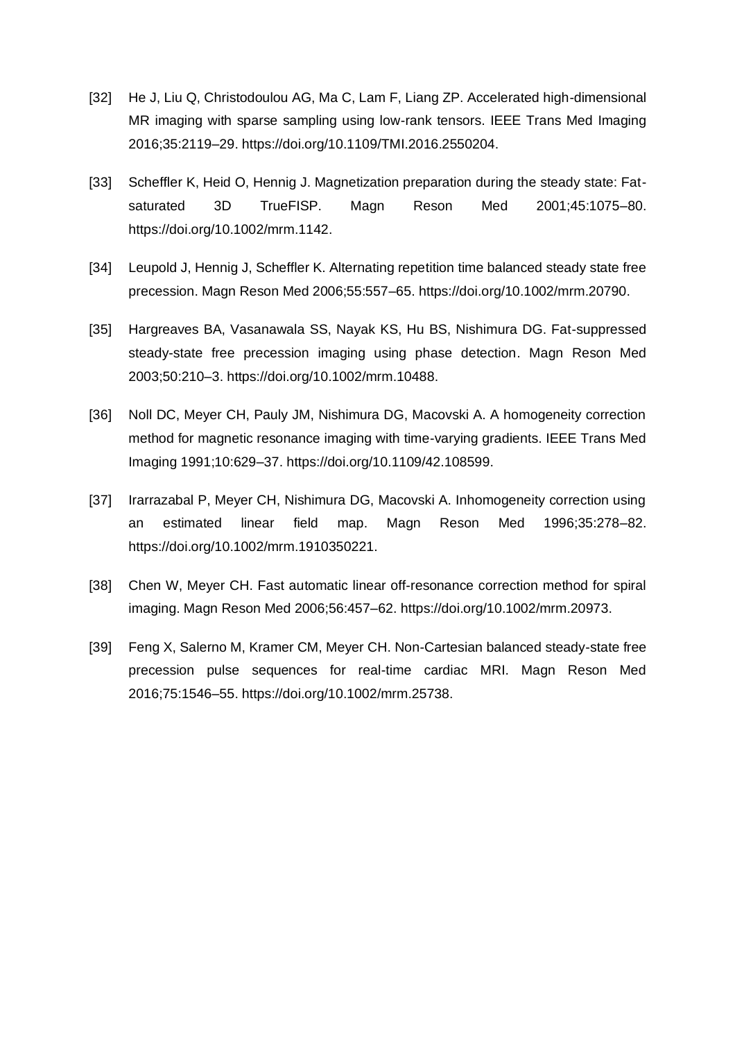[32] He J, Liu Q, Christodoulou AG, Ma C, Lam F, Liang ZP. Accelerated high-dimensional MR imaging with sparse sampling using low-rank tensors. IEEE Trans Med Imaging 2016;35:2119–29. https://doi.org/10.1109/TMI.2016.2550204.

[33] Scheffler K, Heid O, Hennig J. Magnetization preparation during the steady state: Fat-saturated 3D TrueFISP. Magn Reson Med 2001;45:1075–80. https://doi.org/10.1002/mrm.1142.

[34] Leupold J, Hennig J, Scheffler K. Alternating repetition time balanced steady state free precession. Magn Reson Med 2006;55:557–65. https://doi.org/10.1002/mrm.20790.

[35] Hargreaves BA, Vasanawala SS, Nayak KS, Hu BS, Nishimura DG. Fat-suppressed steady-state free precession imaging using phase detection. Magn Reson Med 2003;50:210–3. https://doi.org/10.1002/mrm.10488.

[36] Noll DC, Meyer CH, Pauly JM, Nishimura DG, Macovski A. A homogeneity correction method for magnetic resonance imaging with time-varying gradients. IEEE Trans Med Imaging 1991;10:629–37. https://doi.org/10.1109/42.108599.

[37] Irarrazabal P, Meyer CH, Nishimura DG, Macovski A. Inhomogeneity correction using an estimated linear field map. Magn Reson Med 1996;35:278–82. https://doi.org/10.1002/mrm.1910350221.

[38] Chen W, Meyer CH. Fast automatic linear off-resonance correction method for spiral imaging. Magn Reson Med 2006;56:457–62. https://doi.org/10.1002/mrm.20973.

[39] Feng X, Salerno M, Kramer CM, Meyer CH. Non-Cartesian balanced steady-state free precession pulse sequences for real-time cardiac MRI. Magn Reson Med 2016;75:1546–55. https://doi.org/10.1002/mrm.25738.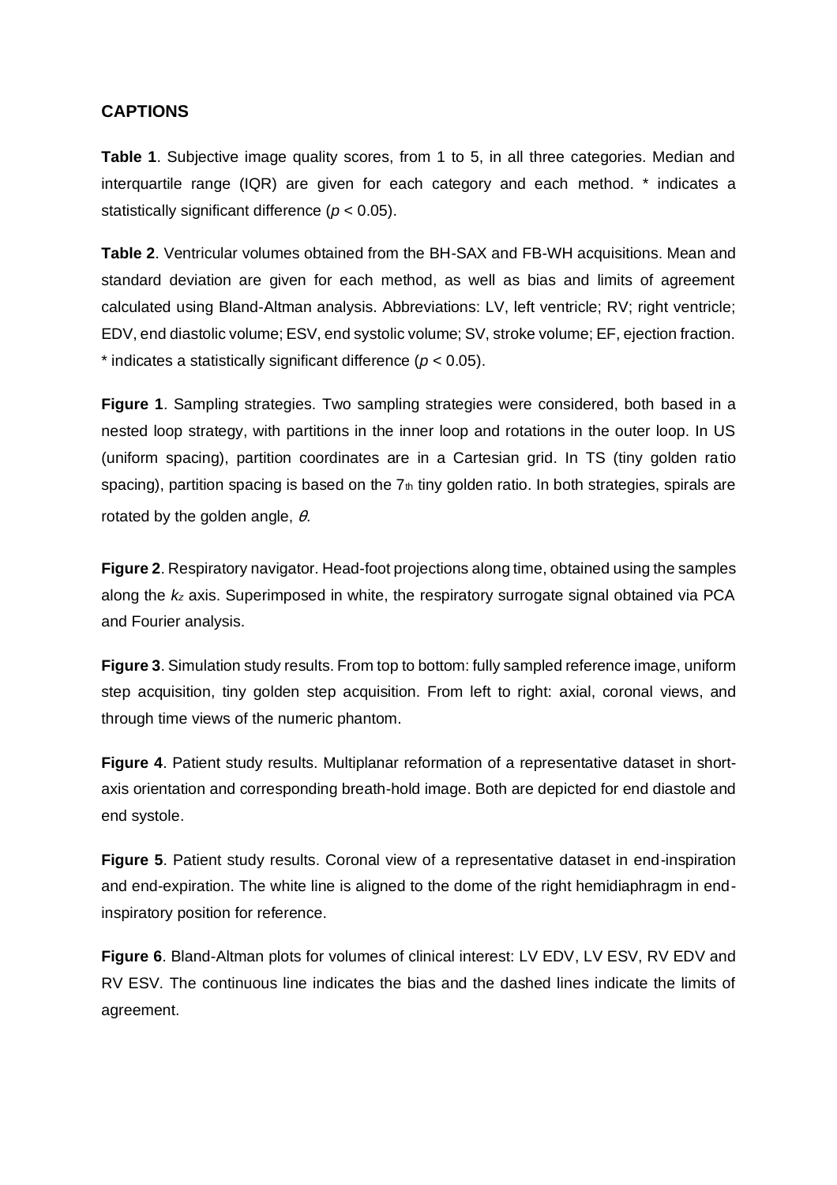## CAPTIONS

**Table 1**. Subjective image quality scores, from 1 to 5, in all three categories. Median and interquartile range (IQR) are given for each category and each method. * indicates a statistically significant difference ($p < 0.05$).

**Table 2**. Ventricular volumes obtained from the BH-SAX and FB-WH acquisitions. Mean and standard deviation are given for each method, as well as bias and limits of agreement calculated using Bland-Altman analysis. Abbreviations: LV, left ventricle; RV; right ventricle; EDV, end diastolic volume; ESV, end systolic volume; SV, stroke volume; EF, ejection fraction. * indicates a statistically significant difference ($p < 0.05$).

**Figure 1**. Sampling strategies. Two sampling strategies were considered, both based in a nested loop strategy, with partitions in the inner loop and rotations in the outer loop. In US (uniform spacing), partition coordinates are in a Cartesian grid. In TS (tiny golden ratio spacing), partition spacing is based on the $7_{th}$ tiny golden ratio. In both strategies, spirals are rotated by the golden angle, $\theta$.

**Figure 2**. Respiratory navigator. Head-foot projections along time, obtained using the samples along the $k_z$ axis. Superimposed in white, the respiratory surrogate signal obtained via PCA and Fourier analysis.

**Figure 3**. Simulation study results. From top to bottom: fully sampled reference image, uniform step acquisition, tiny golden step acquisition. From left to right: axial, coronal views, and through time views of the numeric phantom.

**Figure 4**. Patient study results. Multiplanar reformation of a representative dataset in short-axis orientation and corresponding breath-hold image. Both are depicted for end diastole and end systole.

**Figure 5**. Patient study results. Coronal view of a representative dataset in end-inspiration and end-expiration. The white line is aligned to the dome of the right hemidiaphragm in end-inspiratory position for reference.

**Figure 6**. Bland-Altman plots for volumes of clinical interest: LV EDV, LV ESV, RV EDV and RV ESV. The continuous line indicates the bias and the dashed lines indicate the limits of agreement.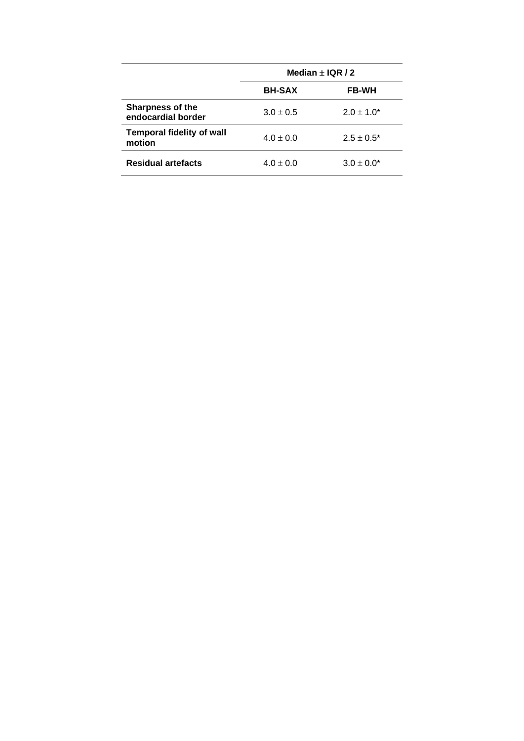| | Median ± IQR / 2 | |
|---|---|---|
| | **BH-SAX** | **FB-WH** |
| **Sharpness of the endocardial border** | 3.0 ± 0.5 | 2.0 ± 1.0* |
| **Temporal fidelity of wall motion** | 4.0 ± 0.0 | 2.5 ± 0.5* |
| **Residual artefacts** | 4.0 ± 0.0 | 3.0 ± 0.0* |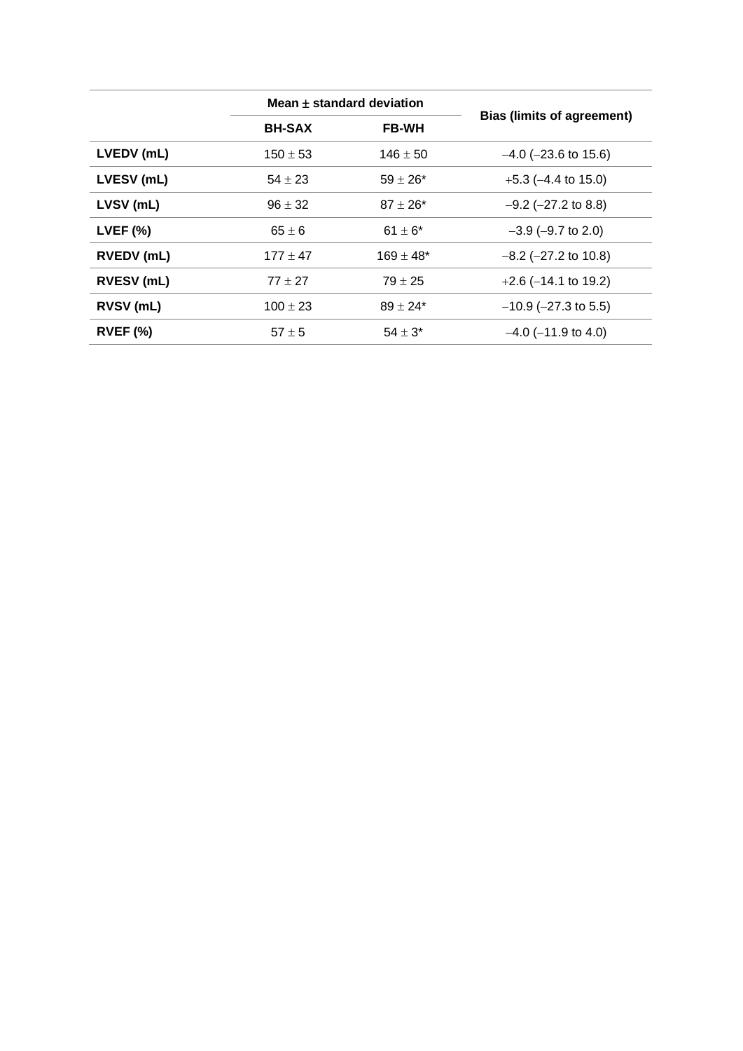| | Mean ± standard deviation | | Bias (limits of agreement) |
|---|---|---|---|
| | **BH-SAX** | **FB-WH** | |
| **LVEDV (mL)** | 150 ± 53 | 146 ± 50 | –4.0 (–23.6 to 15.6) |
| **LVESV (mL)** | 54 ± 23 | 59 ± 26* | +5.3 (–4.4 to 15.0) |
| **LVSV (mL)** | 96 ± 32 | 87 ± 26* | –9.2 (–27.2 to 8.8) |
| **LVEF (%)** | 65 ± 6 | 61 ± 6* | –3.9 (–9.7 to 2.0) |
| **RVEDV (mL)** | 177 ± 47 | 169 ± 48* | –8.2 (–27.2 to 10.8) |
| **RVESV (mL)** | 77 ± 27 | 79 ± 25 | +2.6 (–14.1 to 19.2) |
| **RVSV (mL)** | 100 ± 23 | 89 ± 24* | –10.9 (–27.3 to 5.5) |
| **RVEF (%)** | 57 ± 5 | 54 ± 3* | –4.0 (–11.9 to 4.0) |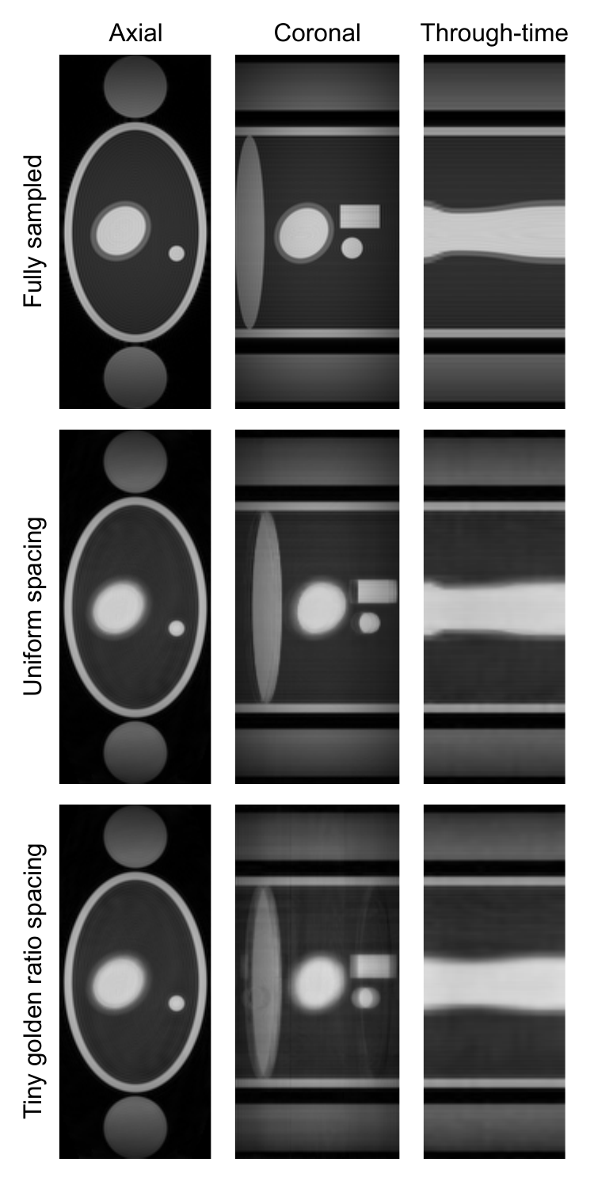Axial | Coronal | Through-time

Fully sampled

Uniform spacing

Tiny golden ratio spacing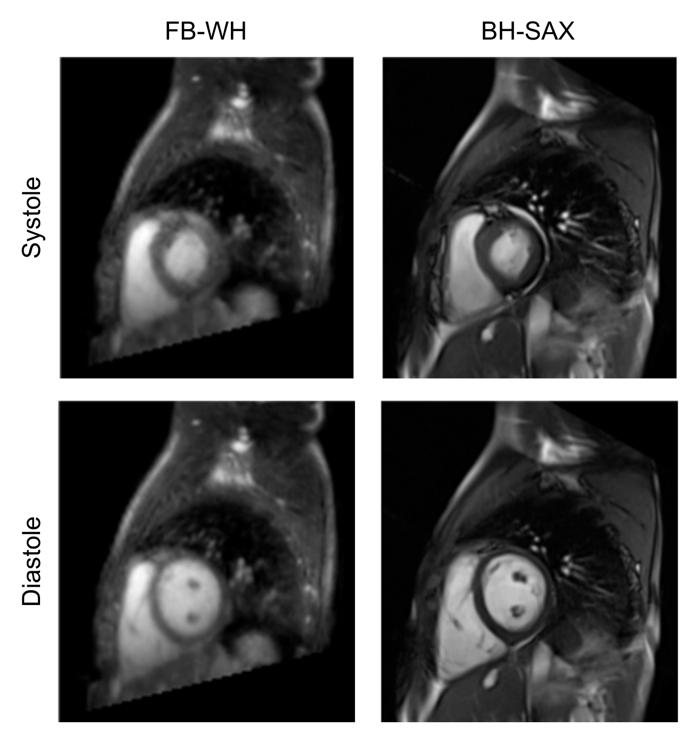FB-WH

BH-SAX

Systole

Diastole